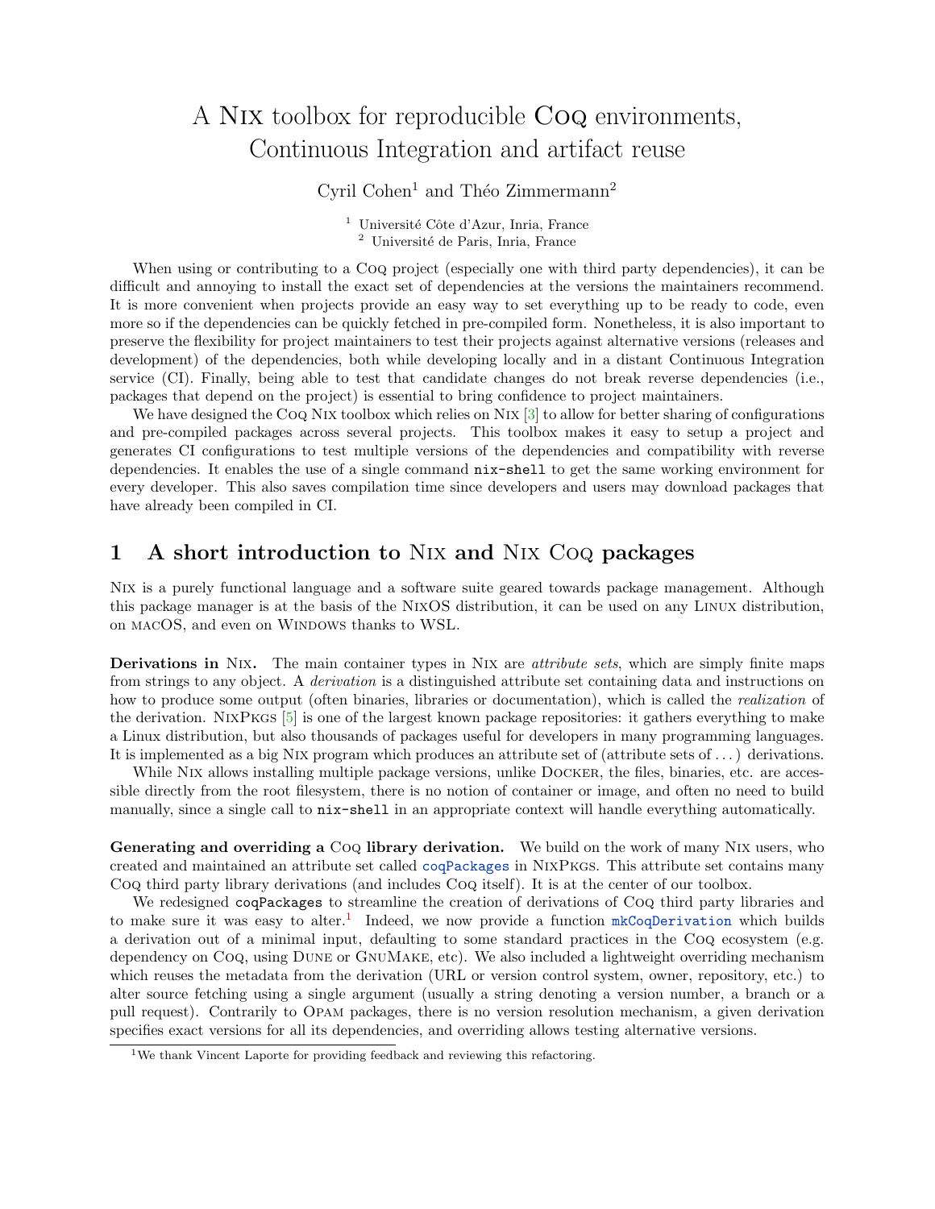# A Nix toolbox for reproducible Coq environments, Continuous Integration and artifact reuse

Cyril Cohen[1] and Théo Zimmermann[2]

[1] Université Côte d'Azur, Inria, France
[2] Université de Paris, Inria, France

When using or contributing to a Coq project (especially one with third party dependencies), it can be difficult and annoying to install the exact set of dependencies at the versions the maintainers recommend. It is more convenient when projects provide an easy way to set everything up to be ready to code, even more so if the dependencies can be quickly fetched in pre-compiled form. Nonetheless, it is also important to preserve the flexibility for project maintainers to test their projects against alternative versions (releases and development) of the dependencies, both while developing locally and in a distant Continuous Integration service (CI). Finally, being able to test that candidate changes do not break reverse dependencies (i.e., packages that depend on the project) is essential to bring confidence to project maintainers.

We have designed the Coq Nix toolbox which relies on Nix [3] to allow for better sharing of configurations and pre-compiled packages across several projects. This toolbox makes it easy to setup a project and generates CI configurations to test multiple versions of the dependencies and compatibility with reverse dependencies. It enables the use of a single command `nix-shell` to get the same working environment for every developer. This also saves compilation time since developers and users may download packages that have already been compiled in CI.

## 1 A short introduction to Nix and Nix Coq packages

Nix is a purely functional language and a software suite geared towards package management. Although this package manager is at the basis of the NixOS distribution, it can be used on any Linux distribution, on macOS, and even on Windows thanks to WSL.

**Derivations in Nix.** The main container types in Nix are *attribute sets*, which are simply finite maps from strings to any object. A *derivation* is a distinguished attribute set containing data and instructions on how to produce some output (often binaries, libraries or documentation), which is called the *realization* of the derivation. NixPkgs [5] is one of the largest known package repositories: it gathers everything to make a Linux distribution, but also thousands of packages useful for developers in many programming languages. It is implemented as a big Nix program which produces an attribute set of (attribute sets of ...) derivations.

While Nix allows installing multiple package versions, unlike Docker, the files, binaries, etc. are accessible directly from the root filesystem, there is no notion of container or image, and often no need to build manually, since a single call to `nix-shell` in an appropriate context will handle everything automatically.

**Generating and overriding a Coq library derivation.** We build on the work of many Nix users, who created and maintained an attribute set called `coqPackages` in NixPkgs. This attribute set contains many Coq third party library derivations (and includes Coq itself). It is at the center of our toolbox.

We redesigned `coqPackages` to streamline the creation of derivations of Coq third party libraries and to make sure it was easy to alter.[1] Indeed, we now provide a function `mkCoqDerivation` which builds a derivation out of a minimal input, defaulting to some standard practices in the Coq ecosystem (e.g. dependency on Coq, using Dune or GnuMake, etc). We also included a lightweight overriding mechanism which reuses the metadata from the derivation (URL or version control system, owner, repository, etc.) to alter source fetching using a single argument (usually a string denoting a version number, a branch or a pull request). Contrarily to Opam packages, there is no version resolution mechanism, a given derivation specifies exact versions for all its dependencies, and overriding allows testing alternative versions.

[1] We thank Vincent Laporte for providing feedback and reviewing this refactoring.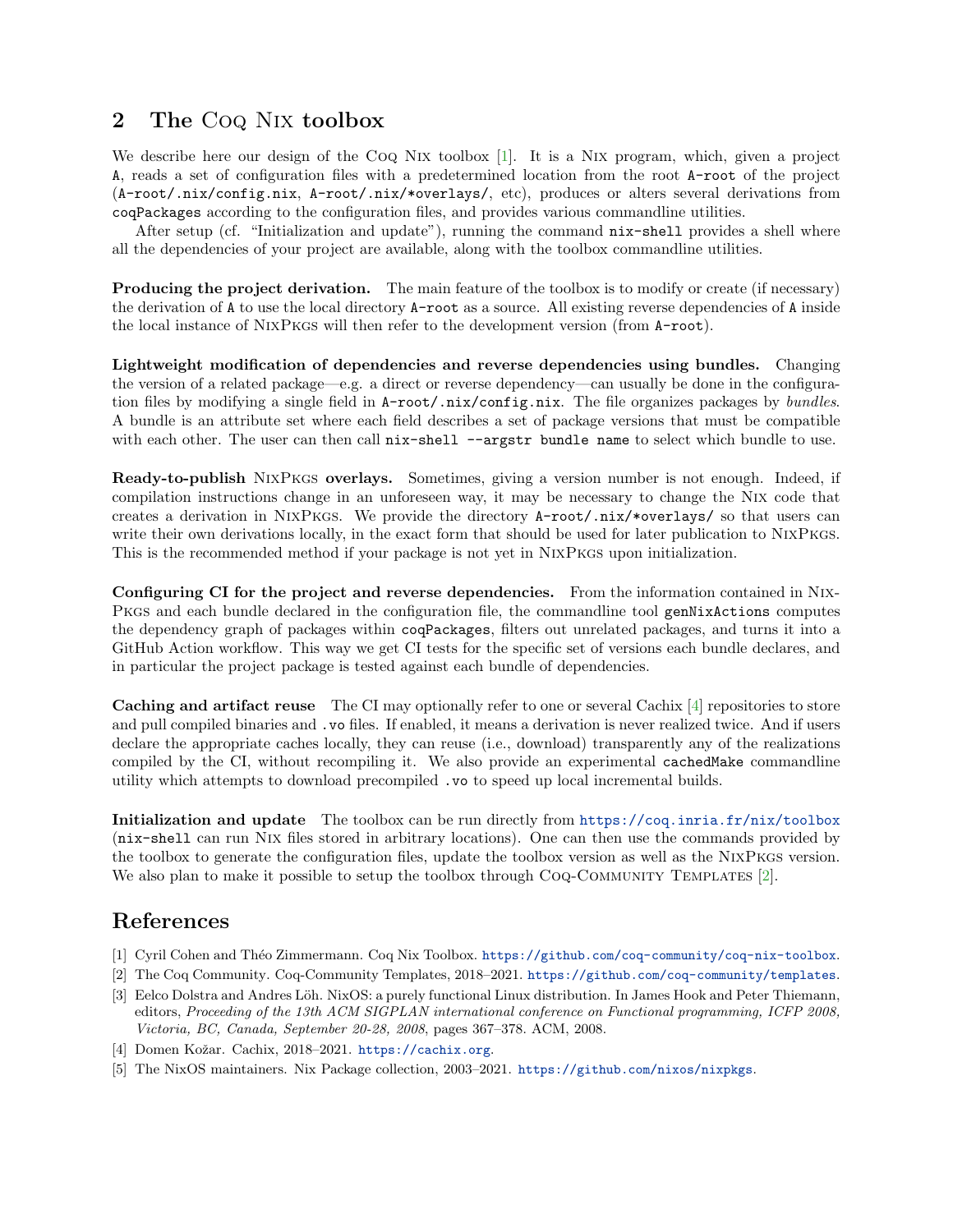## 2 The Coq Nix toolbox

We describe here our design of the Coq Nix toolbox [1]. It is a Nix program, which, given a project `A`, reads a set of configuration files with a predetermined location from the root `A-root` of the project (`A-root/.nix/config.nix`, `A-root/.nix/*overlays/`, etc), produces or alters several derivations from `coqPackages` according to the configuration files, and provides various commandline utilities.

After setup (cf. "Initialization and update"), running the command `nix-shell` provides a shell where all the dependencies of your project are available, along with the toolbox commandline utilities.

**Producing the project derivation.** The main feature of the toolbox is to modify or create (if necessary) the derivation of `A` to use the local directory `A-root` as a source. All existing reverse dependencies of `A` inside the local instance of NixPkgs will then refer to the development version (from `A-root`).

**Lightweight modification of dependencies and reverse dependencies using bundles.** Changing the version of a related package—e.g. a direct or reverse dependency—can usually be done in the configuration files by modifying a single field in `A-root/.nix/config.nix`. The file organizes packages by *bundles*. A bundle is an attribute set where each field describes a set of package versions that must be compatible with each other. The user can then call `nix-shell --argstr bundle name` to select which bundle to use.

**Ready-to-publish NixPkgs overlays.** Sometimes, giving a version number is not enough. Indeed, if compilation instructions change in an unforeseen way, it may be necessary to change the Nix code that creates a derivation in NixPkgs. We provide the directory `A-root/.nix/*overlays/` so that users can write their own derivations locally, in the exact form that should be used for later publication to NixPkgs. This is the recommended method if your package is not yet in NixPkgs upon initialization.

**Configuring CI for the project and reverse dependencies.** From the information contained in NixPkgs and each bundle declared in the configuration file, the commandline tool `genNixActions` computes the dependency graph of packages within `coqPackages`, filters out unrelated packages, and turns it into a GitHub Action workflow. This way we get CI tests for the specific set of versions each bundle declares, and in particular the project package is tested against each bundle of dependencies.

**Caching and artifact reuse** The CI may optionally refer to one or several Cachix [4] repositories to store and pull compiled binaries and `.vo` files. If enabled, it means a derivation is never realized twice. And if users declare the appropriate caches locally, they can reuse (i.e., download) transparently any of the realizations compiled by the CI, without recompiling it. We also provide an experimental `cachedMake` commandline utility which attempts to download precompiled `.vo` to speed up local incremental builds.

**Initialization and update** The toolbox can be run directly from https://coq.inria.fr/nix/toolbox (`nix-shell` can run Nix files stored in arbitrary locations). One can then use the commands provided by the toolbox to generate the configuration files, update the toolbox version as well as the NixPkgs version. We also plan to make it possible to setup the toolbox through Coq-Community Templates [2].

## References

[1] Cyril Cohen and Théo Zimmermann. Coq Nix Toolbox. https://github.com/coq-community/coq-nix-toolbox.

[2] The Coq Community. Coq-Community Templates, 2018–2021. https://github.com/coq-community/templates.

[3] Eelco Dolstra and Andres Löh. NixOS: a purely functional Linux distribution. In James Hook and Peter Thiemann, editors, *Proceeding of the 13th ACM SIGPLAN international conference on Functional programming, ICFP 2008, Victoria, BC, Canada, September 20-28, 2008*, pages 367–378. ACM, 2008.

[4] Domen Kožar. Cachix, 2018–2021. https://cachix.org.

[5] The NixOS maintainers. Nix Package collection, 2003–2021. https://github.com/nixos/nixpkgs.